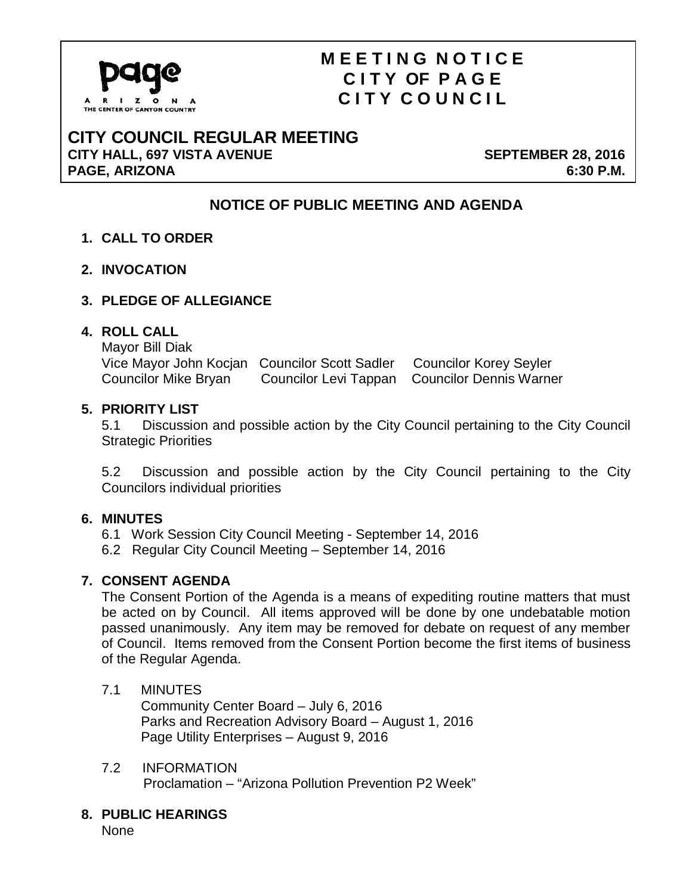page
A R I Z O N A
THE CENTER OF CANYON COUNTRY

# MEETING NOTICE
# CITY OF PAGE
# CITY COUNCIL

## CITY COUNCIL REGULAR MEETING

**CITY HALL, 697 VISTA AVENUE** **SEPTEMBER 28, 2016**
**PAGE, ARIZONA** **6:30 P.M.**

## NOTICE OF PUBLIC MEETING AND AGENDA

**1. CALL TO ORDER**

**2. INVOCATION**

**3. PLEDGE OF ALLEGIANCE**

**4. ROLL CALL**

Mayor Bill Diak
Vice Mayor John Kocjan Councilor Scott Sadler Councilor Korey Seyler
Councilor Mike Bryan Councilor Levi Tappan Councilor Dennis Warner

**5. PRIORITY LIST**

5.1 Discussion and possible action by the City Council pertaining to the City Council Strategic Priorities

5.2 Discussion and possible action by the City Council pertaining to the City Councilors individual priorities

**6. MINUTES**

6.1 Work Session City Council Meeting - September 14, 2016
6.2 Regular City Council Meeting – September 14, 2016

**7. CONSENT AGENDA**

The Consent Portion of the Agenda is a means of expediting routine matters that must be acted on by Council. All items approved will be done by one undebatable motion passed unanimously. Any item may be removed for debate on request of any member of Council. Items removed from the Consent Portion become the first items of business of the Regular Agenda.

7.1 MINUTES
Community Center Board – July 6, 2016
Parks and Recreation Advisory Board – August 1, 2016
Page Utility Enterprises – August 9, 2016

7.2 INFORMATION
Proclamation – "Arizona Pollution Prevention P2 Week"

**8. PUBLIC HEARINGS**

None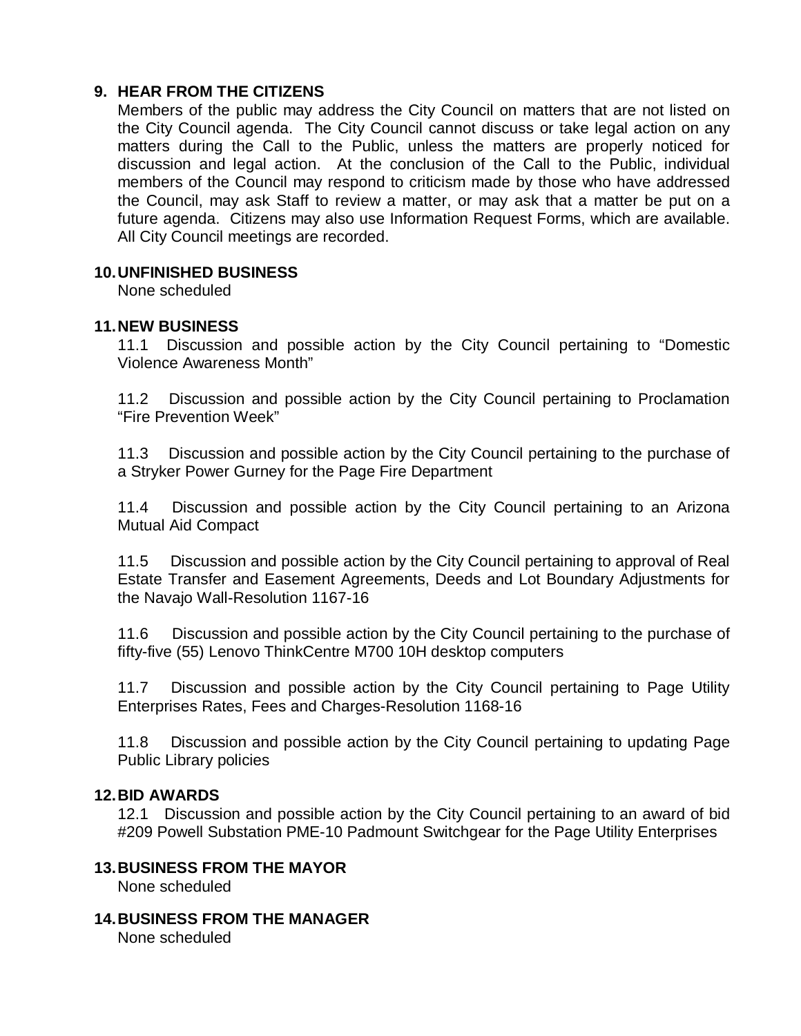## 9. HEAR FROM THE CITIZENS

Members of the public may address the City Council on matters that are not listed on the City Council agenda. The City Council cannot discuss or take legal action on any matters during the Call to the Public, unless the matters are properly noticed for discussion and legal action. At the conclusion of the Call to the Public, individual members of the Council may respond to criticism made by those who have addressed the Council, may ask Staff to review a matter, or may ask that a matter be put on a future agenda. Citizens may also use Information Request Forms, which are available. All City Council meetings are recorded.

## 10. UNFINISHED BUSINESS

None scheduled

## 11. NEW BUSINESS

11.1 Discussion and possible action by the City Council pertaining to "Domestic Violence Awareness Month"

11.2 Discussion and possible action by the City Council pertaining to Proclamation "Fire Prevention Week"

11.3 Discussion and possible action by the City Council pertaining to the purchase of a Stryker Power Gurney for the Page Fire Department

11.4 Discussion and possible action by the City Council pertaining to an Arizona Mutual Aid Compact

11.5 Discussion and possible action by the City Council pertaining to approval of Real Estate Transfer and Easement Agreements, Deeds and Lot Boundary Adjustments for the Navajo Wall-Resolution 1167-16

11.6 Discussion and possible action by the City Council pertaining to the purchase of fifty-five (55) Lenovo ThinkCentre M700 10H desktop computers

11.7 Discussion and possible action by the City Council pertaining to Page Utility Enterprises Rates, Fees and Charges-Resolution 1168-16

11.8 Discussion and possible action by the City Council pertaining to updating Page Public Library policies

## 12. BID AWARDS

12.1 Discussion and possible action by the City Council pertaining to an award of bid #209 Powell Substation PME-10 Padmount Switchgear for the Page Utility Enterprises

## 13. BUSINESS FROM THE MAYOR

None scheduled

## 14. BUSINESS FROM THE MANAGER

None scheduled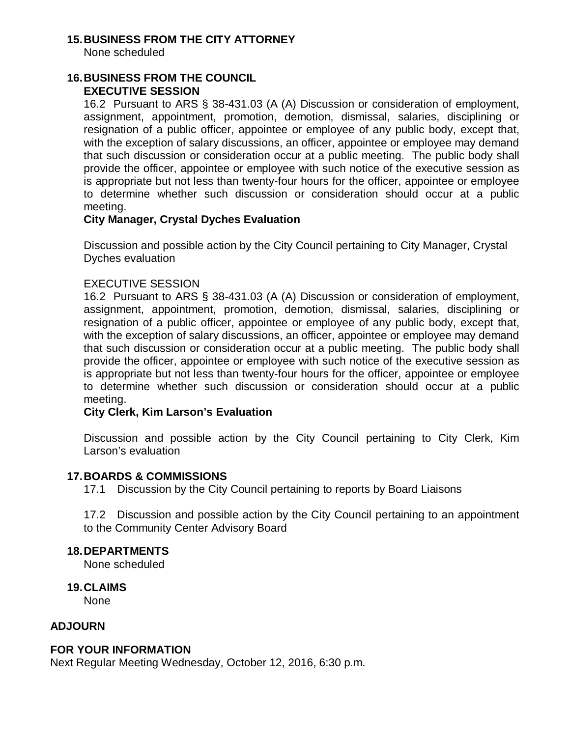**15. BUSINESS FROM THE CITY ATTORNEY**

None scheduled

**16. BUSINESS FROM THE COUNCIL**

**EXECUTIVE SESSION**

16.2 Pursuant to ARS § 38-431.03 (A (A) Discussion or consideration of employment, assignment, appointment, promotion, demotion, dismissal, salaries, disciplining or resignation of a public officer, appointee or employee of any public body, except that, with the exception of salary discussions, an officer, appointee or employee may demand that such discussion or consideration occur at a public meeting. The public body shall provide the officer, appointee or employee with such notice of the executive session as is appropriate but not less than twenty-four hours for the officer, appointee or employee to determine whether such discussion or consideration should occur at a public meeting.

**City Manager, Crystal Dyches Evaluation**

Discussion and possible action by the City Council pertaining to City Manager, Crystal Dyches evaluation

EXECUTIVE SESSION

16.2 Pursuant to ARS § 38-431.03 (A (A) Discussion or consideration of employment, assignment, appointment, promotion, demotion, dismissal, salaries, disciplining or resignation of a public officer, appointee or employee of any public body, except that, with the exception of salary discussions, an officer, appointee or employee may demand that such discussion or consideration occur at a public meeting. The public body shall provide the officer, appointee or employee with such notice of the executive session as is appropriate but not less than twenty-four hours for the officer, appointee or employee to determine whether such discussion or consideration should occur at a public meeting.

**City Clerk, Kim Larson's Evaluation**

Discussion and possible action by the City Council pertaining to City Clerk, Kim Larson's evaluation

**17. BOARDS & COMMISSIONS**

17.1 Discussion by the City Council pertaining to reports by Board Liaisons

17.2 Discussion and possible action by the City Council pertaining to an appointment to the Community Center Advisory Board

**18. DEPARTMENTS**

None scheduled

**19. CLAIMS**

None

**ADJOURN**

**FOR YOUR INFORMATION**

Next Regular Meeting Wednesday, October 12, 2016, 6:30 p.m.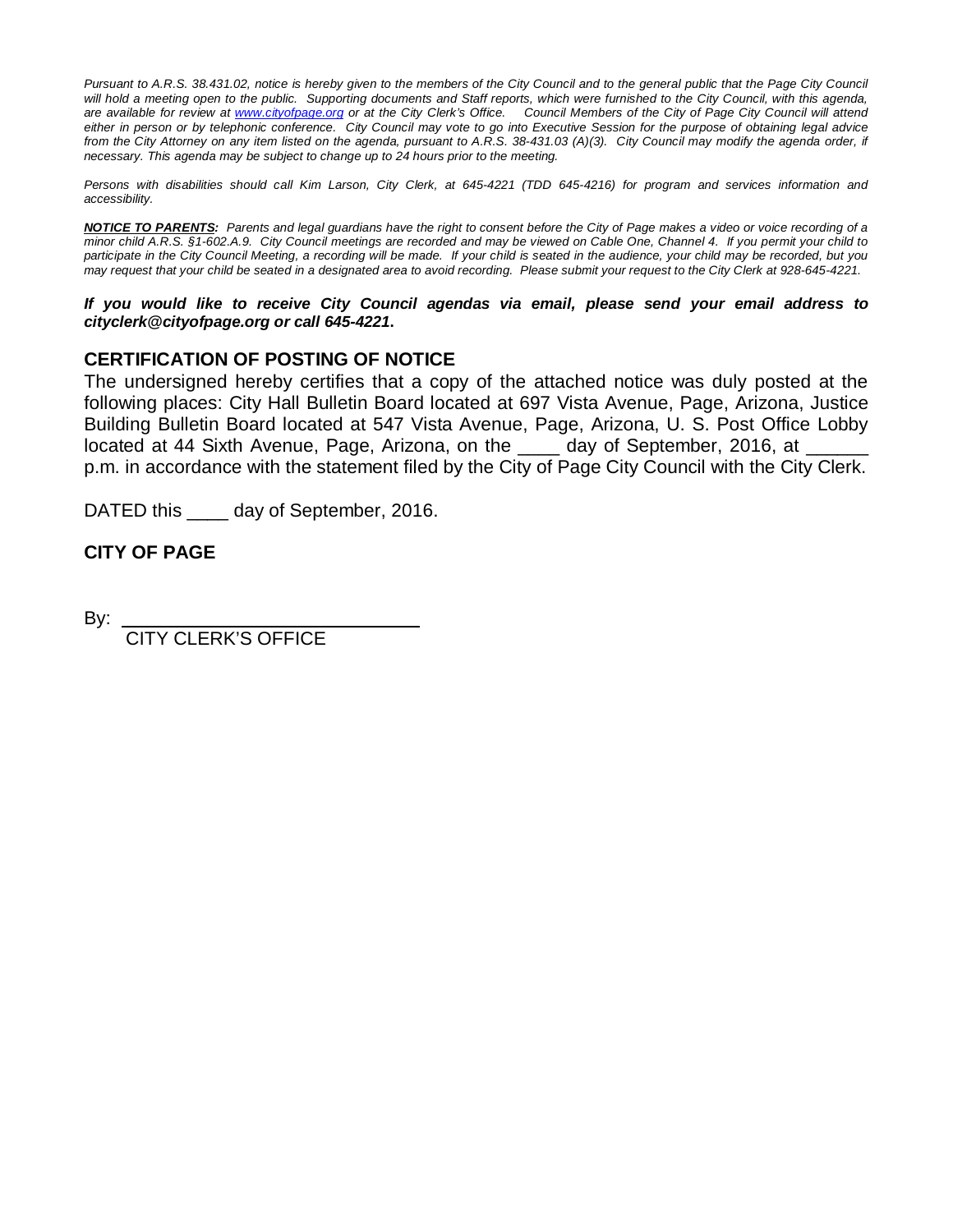*Pursuant to A.R.S. 38.431.02, notice is hereby given to the members of the City Council and to the general public that the Page City Council will hold a meeting open to the public. Supporting documents and Staff reports, which were furnished to the City Council, with this agenda, are available for review at [www.cityofpage.org](http://www.cityofpage.org) or at the City Clerk's Office. Council Members of the City of Page City Council will attend either in person or by telephonic conference. City Council may vote to go into Executive Session for the purpose of obtaining legal advice from the City Attorney on any item listed on the agenda, pursuant to A.R.S. 38-431.03 (A)(3). City Council may modify the agenda order, if necessary. This agenda may be subject to change up to 24 hours prior to the meeting.*

*Persons with disabilities should call Kim Larson, City Clerk, at 645-4221 (TDD 645-4216) for program and services information and accessibility.*

***NOTICE TO PARENTS:*** *Parents and legal guardians have the right to consent before the City of Page makes a video or voice recording of a minor child A.R.S. §1-602.A.9. City Council meetings are recorded and may be viewed on Cable One, Channel 4. If you permit your child to participate in the City Council Meeting, a recording will be made. If your child is seated in the audience, your child may be recorded, but you may request that your child be seated in a designated area to avoid recording. Please submit your request to the City Clerk at 928-645-4221.*

***If you would like to receive City Council agendas via email, please send your email address to cityclerk@cityofpage.org or call 645-4221.***

## CERTIFICATION OF POSTING OF NOTICE

The undersigned hereby certifies that a copy of the attached notice was duly posted at the following places: City Hall Bulletin Board located at 697 Vista Avenue, Page, Arizona, Justice Building Bulletin Board located at 547 Vista Avenue, Page, Arizona, U. S. Post Office Lobby located at 44 Sixth Avenue, Page, Arizona, on the ____ day of September, 2016, at ______ p.m. in accordance with the statement filed by the City of Page City Council with the City Clerk.

DATED this ____ day of September, 2016.

**CITY OF PAGE**

By: ______________________________

CITY CLERK'S OFFICE